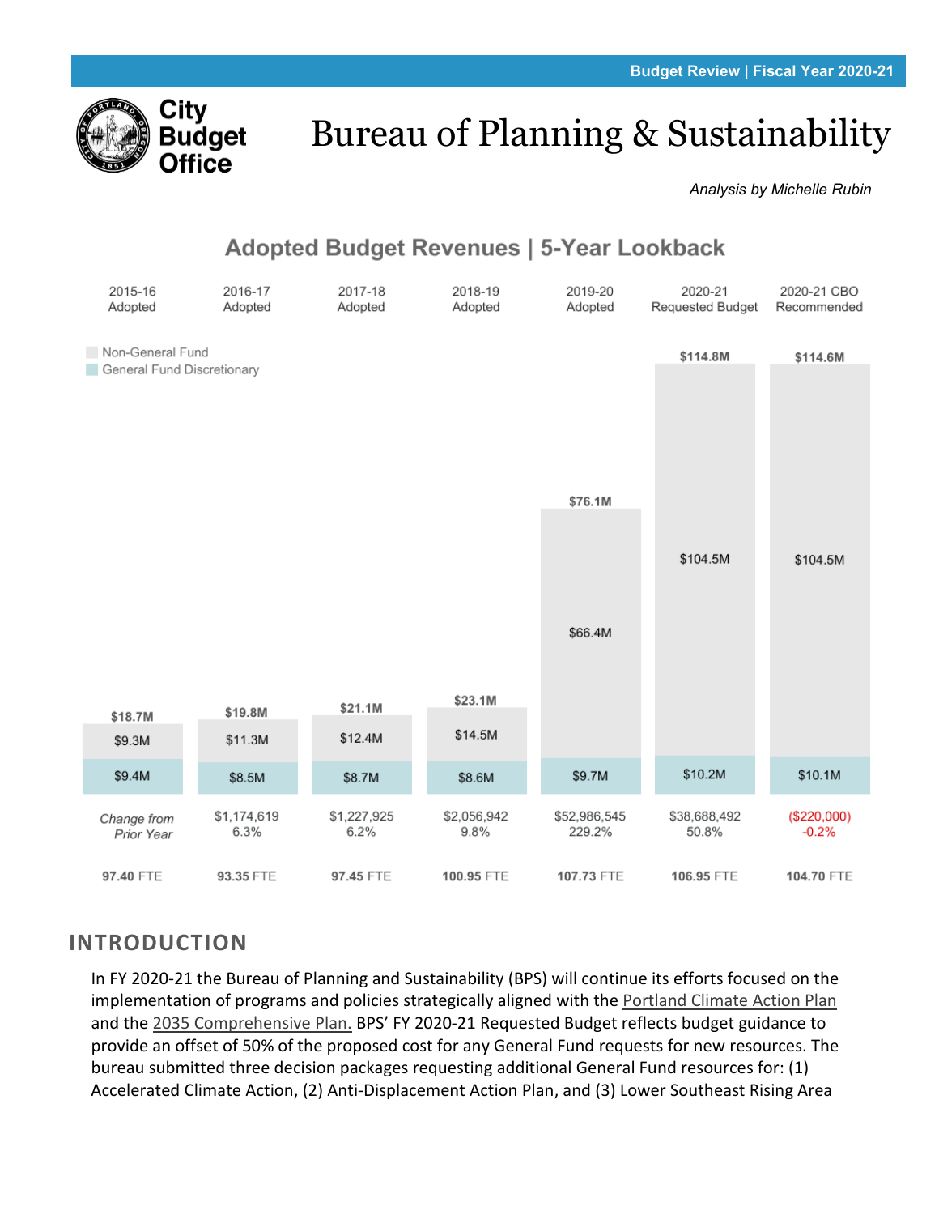Budget Review | Fiscal Year 2020-21

**City Budget Office**

# Bureau of Planning & Sustainability

*Analysis by Michelle Rubin*

## Adopted Budget Revenues | 5-Year Lookback

| | 2015-16 Adopted | 2016-17 Adopted | 2017-18 Adopted | 2018-19 Adopted | 2019-20 Adopted | 2020-21 Requested Budget | 2020-21 CBO Recommended |
|---|---|---|---|---|---|---|---|
| Total | $18.7M | $19.8M | $21.1M | $23.1M | $76.1M | $114.8M | $114.6M |
| Non-General Fund | $9.3M | $11.3M | $12.4M | $14.5M | $66.4M | $104.5M | $104.5M |
| General Fund Discretionary | $9.4M | $8.5M | $8.7M | $8.6M | $9.7M | $10.2M | $10.1M |
| *Change from Prior Year* | | $1,174,619 6.3% | $1,227,925 6.2% | $2,056,942 9.8% | $52,986,545 229.2% | $38,688,492 50.8% | ($220,000) -0.2% |
| FTE | 97.40 FTE | 93.35 FTE | 97.45 FTE | 100.95 FTE | 107.73 FTE | 106.95 FTE | 104.70 FTE |

## INTRODUCTION

In FY 2020-21 the Bureau of Planning and Sustainability (BPS) will continue its efforts focused on the implementation of programs and policies strategically aligned with the Portland Climate Action Plan and the 2035 Comprehensive Plan. BPS' FY 2020-21 Requested Budget reflects budget guidance to provide an offset of 50% of the proposed cost for any General Fund requests for new resources. The bureau submitted three decision packages requesting additional General Fund resources for: (1) Accelerated Climate Action, (2) Anti-Displacement Action Plan, and (3) Lower Southeast Rising Area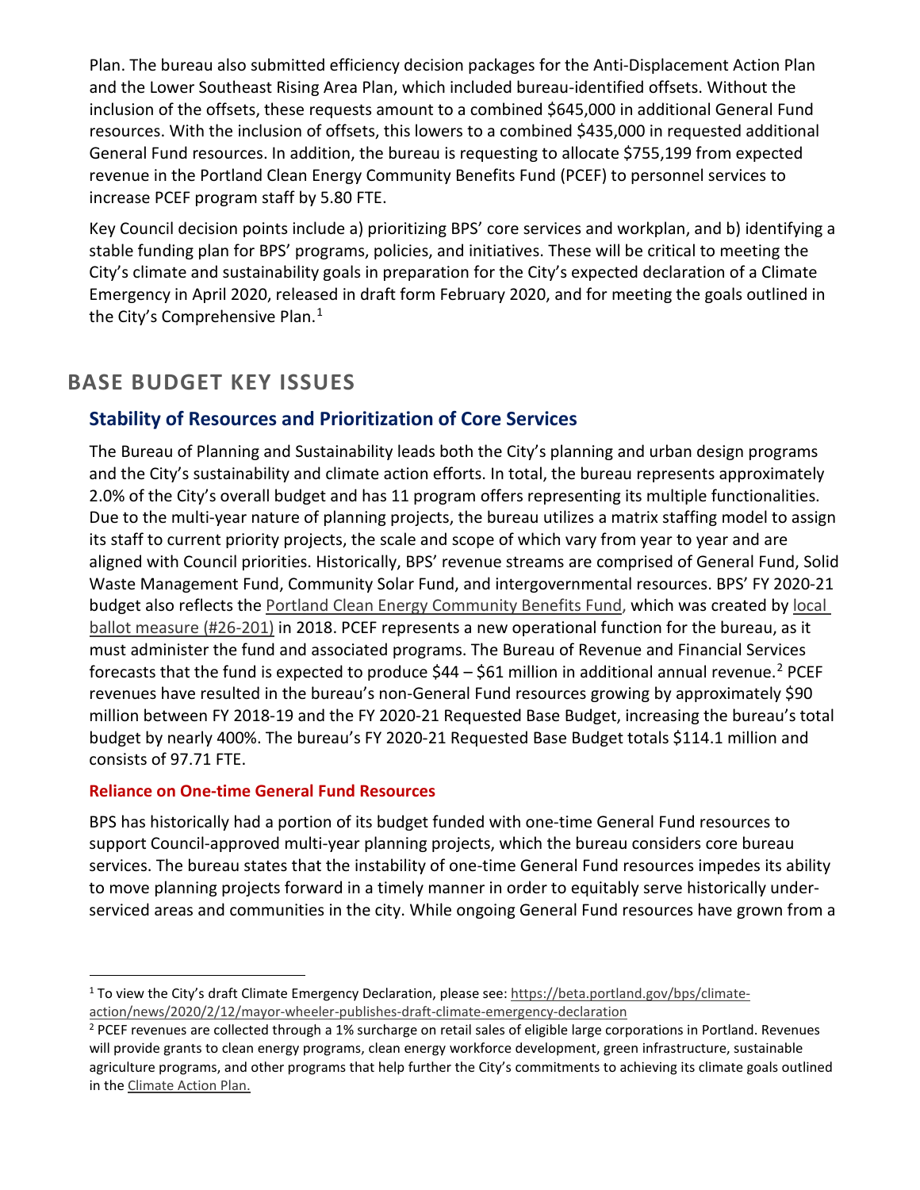Plan. The bureau also submitted efficiency decision packages for the Anti-Displacement Action Plan and the Lower Southeast Rising Area Plan, which included bureau-identified offsets. Without the inclusion of the offsets, these requests amount to a combined $645,000 in additional General Fund resources. With the inclusion of offsets, this lowers to a combined $435,000 in requested additional General Fund resources. In addition, the bureau is requesting to allocate $755,199 from expected revenue in the Portland Clean Energy Community Benefits Fund (PCEF) to personnel services to increase PCEF program staff by 5.80 FTE.

Key Council decision points include a) prioritizing BPS' core services and workplan, and b) identifying a stable funding plan for BPS' programs, policies, and initiatives. These will be critical to meeting the City's climate and sustainability goals in preparation for the City's expected declaration of a Climate Emergency in April 2020, released in draft form February 2020, and for meeting the goals outlined in the City's Comprehensive Plan.[1]

## BASE BUDGET KEY ISSUES

### Stability of Resources and Prioritization of Core Services

The Bureau of Planning and Sustainability leads both the City's planning and urban design programs and the City's sustainability and climate action efforts. In total, the bureau represents approximately 2.0% of the City's overall budget and has 11 program offers representing its multiple functionalities. Due to the multi-year nature of planning projects, the bureau utilizes a matrix staffing model to assign its staff to current priority projects, the scale and scope of which vary from year to year and are aligned with Council priorities. Historically, BPS' revenue streams are comprised of General Fund, Solid Waste Management Fund, Community Solar Fund, and intergovernmental resources. BPS' FY 2020-21 budget also reflects the Portland Clean Energy Community Benefits Fund, which was created by local ballot measure (#26-201) in 2018. PCEF represents a new operational function for the bureau, as it must administer the fund and associated programs. The Bureau of Revenue and Financial Services forecasts that the fund is expected to produce $44 – $61 million in additional annual revenue.[2] PCEF revenues have resulted in the bureau's non-General Fund resources growing by approximately $90 million between FY 2018-19 and the FY 2020-21 Requested Base Budget, increasing the bureau's total budget by nearly 400%. The bureau's FY 2020-21 Requested Base Budget totals $114.1 million and consists of 97.71 FTE.

#### Reliance on One-time General Fund Resources

BPS has historically had a portion of its budget funded with one-time General Fund resources to support Council-approved multi-year planning projects, which the bureau considers core bureau services. The bureau states that the instability of one-time General Fund resources impedes its ability to move planning projects forward in a timely manner in order to equitably serve historically under-serviced areas and communities in the city. While ongoing General Fund resources have grown from a

---

[1] To view the City's draft Climate Emergency Declaration, please see: https://beta.portland.gov/bps/climate-action/news/2020/2/12/mayor-wheeler-publishes-draft-climate-emergency-declaration

[2] PCEF revenues are collected through a 1% surcharge on retail sales of eligible large corporations in Portland. Revenues will provide grants to clean energy programs, clean energy workforce development, green infrastructure, sustainable agriculture programs, and other programs that help further the City's commitments to achieving its climate goals outlined in the Climate Action Plan.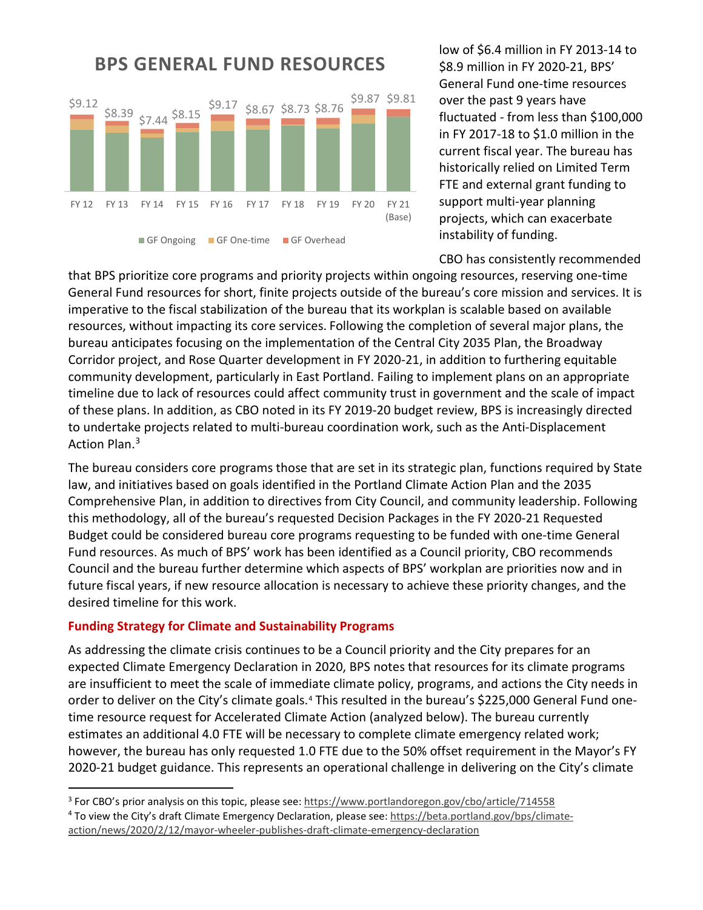## BPS GENERAL FUND RESOURCES

| | FY 12 | FY 13 | FY 14 | FY 15 | FY 16 | FY 17 | FY 18 | FY 19 | FY 20 | FY 21 (Base) |
|---|---|---|---|---|---|---|---|---|---|---|
| Total | $9.12 | $8.39 | $7.44 | $8.15 | $9.17 | $8.67 | $8.73 | $8.76 | $9.87 | $9.81 |

GF Ongoing | GF One-time | GF Overhead

low of $6.4 million in FY 2013-14 to $8.9 million in FY 2020-21, BPS' General Fund one-time resources over the past 9 years have fluctuated - from less than $100,000 in FY 2017-18 to $1.0 million in the current fiscal year. The bureau has historically relied on Limited Term FTE and external grant funding to support multi-year planning projects, which can exacerbate instability of funding.

CBO has consistently recommended that BPS prioritize core programs and priority projects within ongoing resources, reserving one-time General Fund resources for short, finite projects outside of the bureau's core mission and services. It is imperative to the fiscal stabilization of the bureau that its workplan is scalable based on available resources, without impacting its core services. Following the completion of several major plans, the bureau anticipates focusing on the implementation of the Central City 2035 Plan, the Broadway Corridor project, and Rose Quarter development in FY 2020-21, in addition to furthering equitable community development, particularly in East Portland. Failing to implement plans on an appropriate timeline due to lack of resources could affect community trust in government and the scale of impact of these plans. In addition, as CBO noted in its FY 2019-20 budget review, BPS is increasingly directed to undertake projects related to multi-bureau coordination work, such as the Anti-Displacement Action Plan.[3]

The bureau considers core programs those that are set in its strategic plan, functions required by State law, and initiatives based on goals identified in the Portland Climate Action Plan and the 2035 Comprehensive Plan, in addition to directives from City Council, and community leadership. Following this methodology, all of the bureau's requested Decision Packages in the FY 2020-21 Requested Budget could be considered bureau core programs requesting to be funded with one-time General Fund resources. As much of BPS' work has been identified as a Council priority, CBO recommends Council and the bureau further determine which aspects of BPS' workplan are priorities now and in future fiscal years, if new resource allocation is necessary to achieve these priority changes, and the desired timeline for this work.

### Funding Strategy for Climate and Sustainability Programs

As addressing the climate crisis continues to be a Council priority and the City prepares for an expected Climate Emergency Declaration in 2020, BPS notes that resources for its climate programs are insufficient to meet the scale of immediate climate policy, programs, and actions the City needs in order to deliver on the City's climate goals.[4] This resulted in the bureau's $225,000 General Fund one-time resource request for Accelerated Climate Action (analyzed below). The bureau currently estimates an additional 4.0 FTE will be necessary to complete climate emergency related work; however, the bureau has only requested 1.0 FTE due to the 50% offset requirement in the Mayor's FY 2020-21 budget guidance. This represents an operational challenge in delivering on the City's climate

---

[3] For CBO's prior analysis on this topic, please see: https://www.portlandoregon.gov/cbo/article/714558

[4] To view the City's draft Climate Emergency Declaration, please see: https://beta.portland.gov/bps/climate-action/news/2020/2/12/mayor-wheeler-publishes-draft-climate-emergency-declaration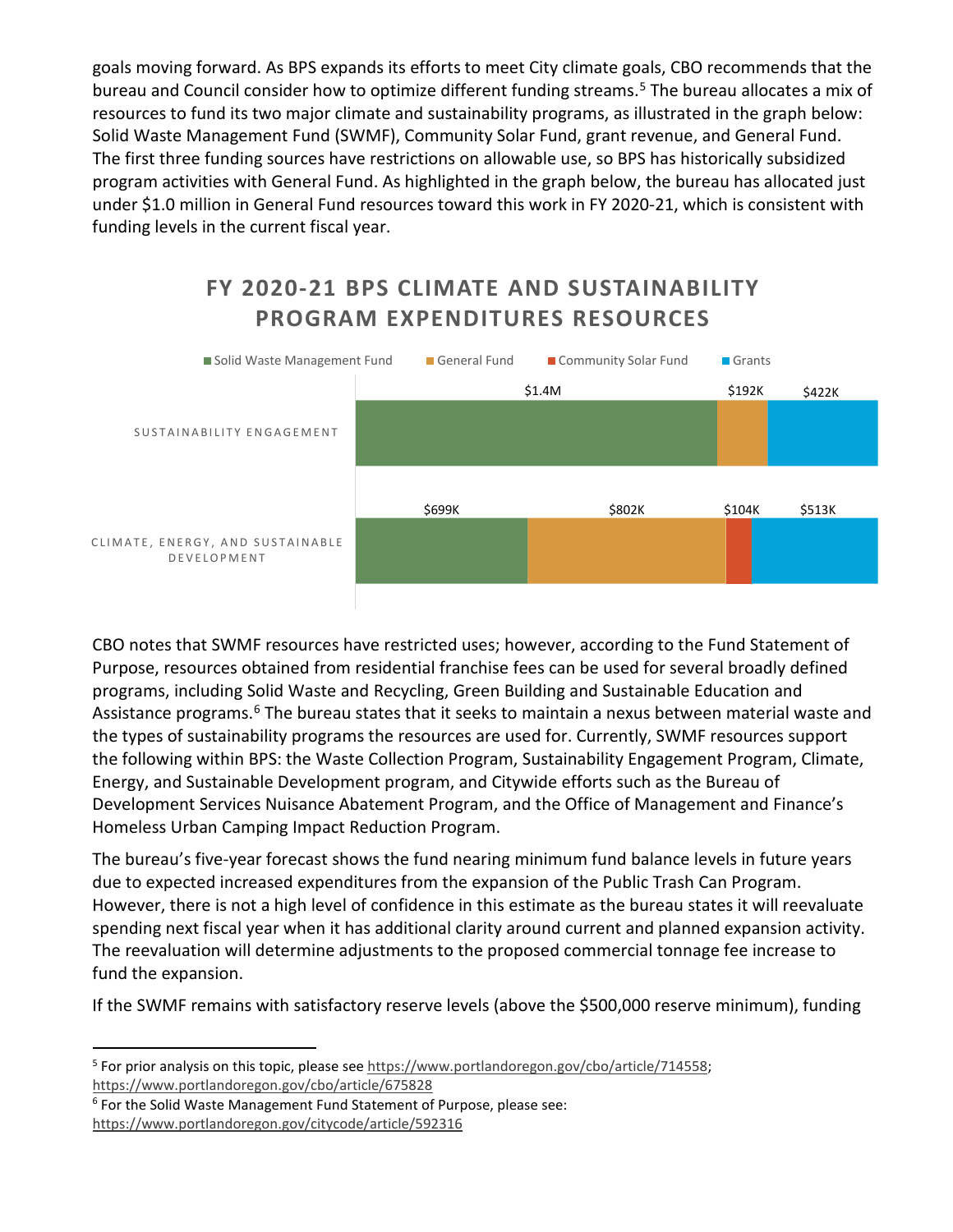goals moving forward. As BPS expands its efforts to meet City climate goals, CBO recommends that the bureau and Council consider how to optimize different funding streams.[5] The bureau allocates a mix of resources to fund its two major climate and sustainability programs, as illustrated in the graph below: Solid Waste Management Fund (SWMF), Community Solar Fund, grant revenue, and General Fund. The first three funding sources have restrictions on allowable use, so BPS has historically subsidized program activities with General Fund. As highlighted in the graph below, the bureau has allocated just under $1.0 million in General Fund resources toward this work in FY 2020-21, which is consistent with funding levels in the current fiscal year.

## FY 2020-21 BPS CLIMATE AND SUSTAINABILITY PROGRAM EXPENDITURES RESOURCES

| Program | Solid Waste Management Fund | General Fund | Community Solar Fund | Grants |
|---|---|---|---|---|
| SUSTAINABILITY ENGAGEMENT | $1.4M | $192K | | $422K |
| CLIMATE, ENERGY, AND SUSTAINABLE DEVELOPMENT | $699K | $802K | $104K | $513K |

CBO notes that SWMF resources have restricted uses; however, according to the Fund Statement of Purpose, resources obtained from residential franchise fees can be used for several broadly defined programs, including Solid Waste and Recycling, Green Building and Sustainable Education and Assistance programs.[6] The bureau states that it seeks to maintain a nexus between material waste and the types of sustainability programs the resources are used for. Currently, SWMF resources support the following within BPS: the Waste Collection Program, Sustainability Engagement Program, Climate, Energy, and Sustainable Development program, and Citywide efforts such as the Bureau of Development Services Nuisance Abatement Program, and the Office of Management and Finance's Homeless Urban Camping Impact Reduction Program.

The bureau's five-year forecast shows the fund nearing minimum fund balance levels in future years due to expected increased expenditures from the expansion of the Public Trash Can Program. However, there is not a high level of confidence in this estimate as the bureau states it will reevaluate spending next fiscal year when it has additional clarity around current and planned expansion activity. The reevaluation will determine adjustments to the proposed commercial tonnage fee increase to fund the expansion.

If the SWMF remains with satisfactory reserve levels (above the $500,000 reserve minimum), funding

---

[5] For prior analysis on this topic, please see https://www.portlandoregon.gov/cbo/article/714558; https://www.portlandoregon.gov/cbo/article/675828

[6] For the Solid Waste Management Fund Statement of Purpose, please see: https://www.portlandoregon.gov/citycode/article/592316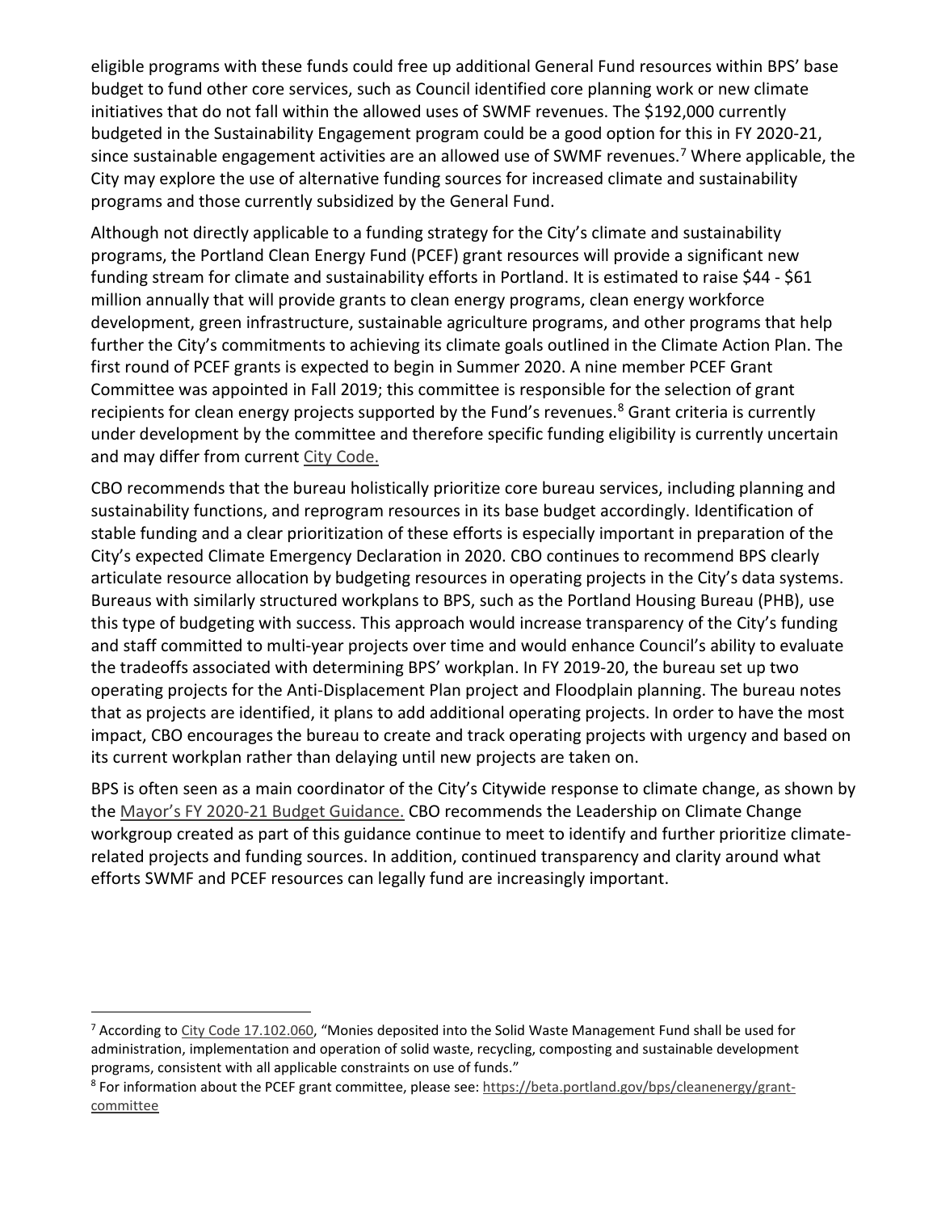eligible programs with these funds could free up additional General Fund resources within BPS' base budget to fund other core services, such as Council identified core planning work or new climate initiatives that do not fall within the allowed uses of SWMF revenues. The $192,000 currently budgeted in the Sustainability Engagement program could be a good option for this in FY 2020-21, since sustainable engagement activities are an allowed use of SWMF revenues.[7] Where applicable, the City may explore the use of alternative funding sources for increased climate and sustainability programs and those currently subsidized by the General Fund.

Although not directly applicable to a funding strategy for the City's climate and sustainability programs, the Portland Clean Energy Fund (PCEF) grant resources will provide a significant new funding stream for climate and sustainability efforts in Portland. It is estimated to raise $44 - $61 million annually that will provide grants to clean energy programs, clean energy workforce development, green infrastructure, sustainable agriculture programs, and other programs that help further the City's commitments to achieving its climate goals outlined in the Climate Action Plan. The first round of PCEF grants is expected to begin in Summer 2020. A nine member PCEF Grant Committee was appointed in Fall 2019; this committee is responsible for the selection of grant recipients for clean energy projects supported by the Fund's revenues.[8] Grant criteria is currently under development by the committee and therefore specific funding eligibility is currently uncertain and may differ from current City Code.

CBO recommends that the bureau holistically prioritize core bureau services, including planning and sustainability functions, and reprogram resources in its base budget accordingly. Identification of stable funding and a clear prioritization of these efforts is especially important in preparation of the City's expected Climate Emergency Declaration in 2020. CBO continues to recommend BPS clearly articulate resource allocation by budgeting resources in operating projects in the City's data systems. Bureaus with similarly structured workplans to BPS, such as the Portland Housing Bureau (PHB), use this type of budgeting with success. This approach would increase transparency of the City's funding and staff committed to multi-year projects over time and would enhance Council's ability to evaluate the tradeoffs associated with determining BPS' workplan. In FY 2019-20, the bureau set up two operating projects for the Anti-Displacement Plan project and Floodplain planning. The bureau notes that as projects are identified, it plans to add additional operating projects. In order to have the most impact, CBO encourages the bureau to create and track operating projects with urgency and based on its current workplan rather than delaying until new projects are taken on.

BPS is often seen as a main coordinator of the City's Citywide response to climate change, as shown by the Mayor's FY 2020-21 Budget Guidance. CBO recommends the Leadership on Climate Change workgroup created as part of this guidance continue to meet to identify and further prioritize climate-related projects and funding sources. In addition, continued transparency and clarity around what efforts SWMF and PCEF resources can legally fund are increasingly important.

---

[7] According to City Code 17.102.060, "Monies deposited into the Solid Waste Management Fund shall be used for administration, implementation and operation of solid waste, recycling, composting and sustainable development programs, consistent with all applicable constraints on use of funds."

[8] For information about the PCEF grant committee, please see: https://beta.portland.gov/bps/cleanenergy/grant-committee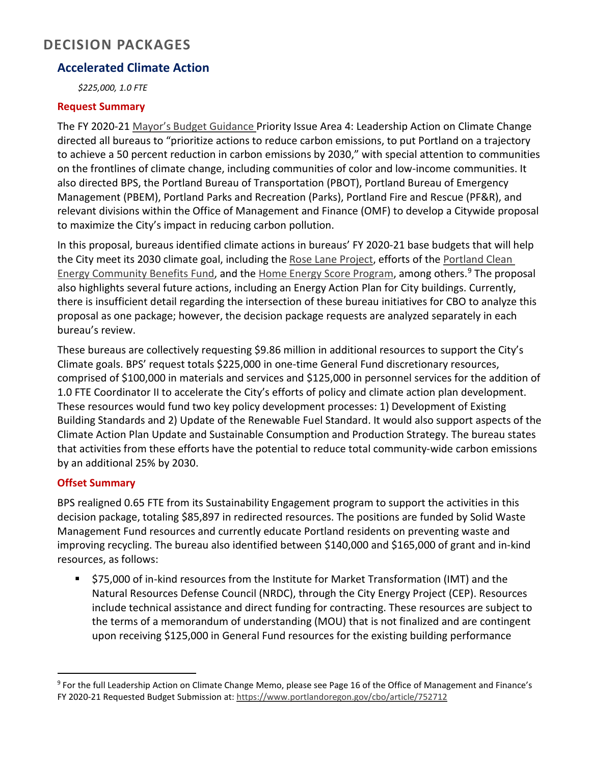# DECISION PACKAGES

## Accelerated Climate Action

*$225,000, 1.0 FTE*

### Request Summary

The FY 2020-21 Mayor's Budget Guidance Priority Issue Area 4: Leadership Action on Climate Change directed all bureaus to "prioritize actions to reduce carbon emissions, to put Portland on a trajectory to achieve a 50 percent reduction in carbon emissions by 2030," with special attention to communities on the frontlines of climate change, including communities of color and low-income communities. It also directed BPS, the Portland Bureau of Transportation (PBOT), Portland Bureau of Emergency Management (PBEM), Portland Parks and Recreation (Parks), Portland Fire and Rescue (PF&R), and relevant divisions within the Office of Management and Finance (OMF) to develop a Citywide proposal to maximize the City's impact in reducing carbon pollution.

In this proposal, bureaus identified climate actions in bureaus' FY 2020-21 base budgets that will help the City meet its 2030 climate goal, including the Rose Lane Project, efforts of the Portland Clean Energy Community Benefits Fund, and the Home Energy Score Program, among others.[9] The proposal also highlights several future actions, including an Energy Action Plan for City buildings. Currently, there is insufficient detail regarding the intersection of these bureau initiatives for CBO to analyze this proposal as one package; however, the decision package requests are analyzed separately in each bureau's review.

These bureaus are collectively requesting $9.86 million in additional resources to support the City's Climate goals. BPS' request totals $225,000 in one-time General Fund discretionary resources, comprised of $100,000 in materials and services and $125,000 in personnel services for the addition of 1.0 FTE Coordinator II to accelerate the City's efforts of policy and climate action plan development. These resources would fund two key policy development processes: 1) Development of Existing Building Standards and 2) Update of the Renewable Fuel Standard. It would also support aspects of the Climate Action Plan Update and Sustainable Consumption and Production Strategy. The bureau states that activities from these efforts have the potential to reduce total community-wide carbon emissions by an additional 25% by 2030.

### Offset Summary

BPS realigned 0.65 FTE from its Sustainability Engagement program to support the activities in this decision package, totaling $85,897 in redirected resources. The positions are funded by Solid Waste Management Fund resources and currently educate Portland residents on preventing waste and improving recycling. The bureau also identified between $140,000 and $165,000 of grant and in-kind resources, as follows:

- $75,000 of in-kind resources from the Institute for Market Transformation (IMT) and the Natural Resources Defense Council (NRDC), through the City Energy Project (CEP). Resources include technical assistance and direct funding for contracting. These resources are subject to the terms of a memorandum of understanding (MOU) that is not finalized and are contingent upon receiving $125,000 in General Fund resources for the existing building performance

[9] For the full Leadership Action on Climate Change Memo, please see Page 16 of the Office of Management and Finance's FY 2020-21 Requested Budget Submission at: https://www.portlandoregon.gov/cbo/article/752712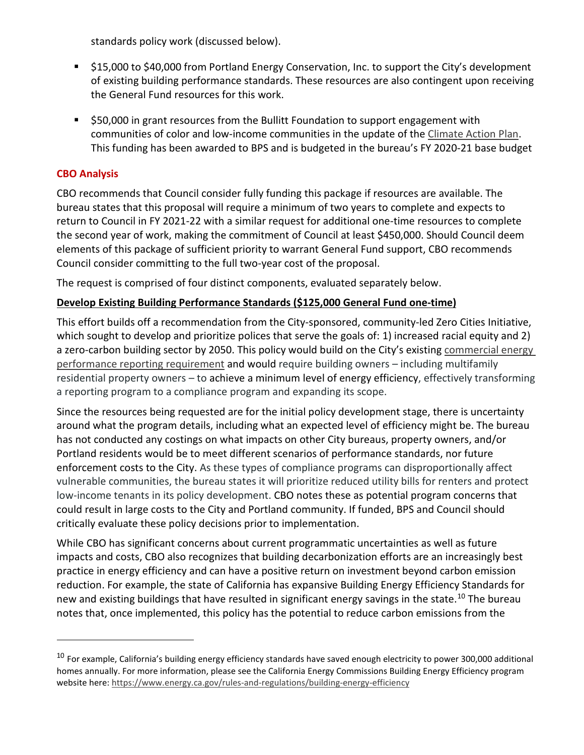standards policy work (discussed below).

- $15,000 to $40,000 from Portland Energy Conservation, Inc. to support the City's development of existing building performance standards. These resources are also contingent upon receiving the General Fund resources for this work.
- $50,000 in grant resources from the Bullitt Foundation to support engagement with communities of color and low-income communities in the update of the Climate Action Plan. This funding has been awarded to BPS and is budgeted in the bureau's FY 2020-21 base budget

**CBO Analysis**

CBO recommends that Council consider fully funding this package if resources are available. The bureau states that this proposal will require a minimum of two years to complete and expects to return to Council in FY 2021-22 with a similar request for additional one-time resources to complete the second year of work, making the commitment of Council at least $450,000. Should Council deem elements of this package of sufficient priority to warrant General Fund support, CBO recommends Council consider committing to the full two-year cost of the proposal.

The request is comprised of four distinct components, evaluated separately below.

**Develop Existing Building Performance Standards ($125,000 General Fund one-time)**

This effort builds off a recommendation from the City-sponsored, community-led Zero Cities Initiative, which sought to develop and prioritize polices that serve the goals of: 1) increased racial equity and 2) a zero-carbon building sector by 2050. This policy would build on the City's existing commercial energy performance reporting requirement and would require building owners – including multifamily residential property owners – to achieve a minimum level of energy efficiency, effectively transforming a reporting program to a compliance program and expanding its scope.

Since the resources being requested are for the initial policy development stage, there is uncertainty around what the program details, including what an expected level of efficiency might be. The bureau has not conducted any costings on what impacts on other City bureaus, property owners, and/or Portland residents would be to meet different scenarios of performance standards, nor future enforcement costs to the City. As these types of compliance programs can disproportionally affect vulnerable communities, the bureau states it will prioritize reduced utility bills for renters and protect low-income tenants in its policy development. CBO notes these as potential program concerns that could result in large costs to the City and Portland community. If funded, BPS and Council should critically evaluate these policy decisions prior to implementation.

While CBO has significant concerns about current programmatic uncertainties as well as future impacts and costs, CBO also recognizes that building decarbonization efforts are an increasingly best practice in energy efficiency and can have a positive return on investment beyond carbon emission reduction. For example, the state of California has expansive Building Energy Efficiency Standards for new and existing buildings that have resulted in significant energy savings in the state.[10] The bureau notes that, once implemented, this policy has the potential to reduce carbon emissions from the

---

[10] For example, California's building energy efficiency standards have saved enough electricity to power 300,000 additional homes annually. For more information, please see the California Energy Commissions Building Energy Efficiency program website here: https://www.energy.ca.gov/rules-and-regulations/building-energy-efficiency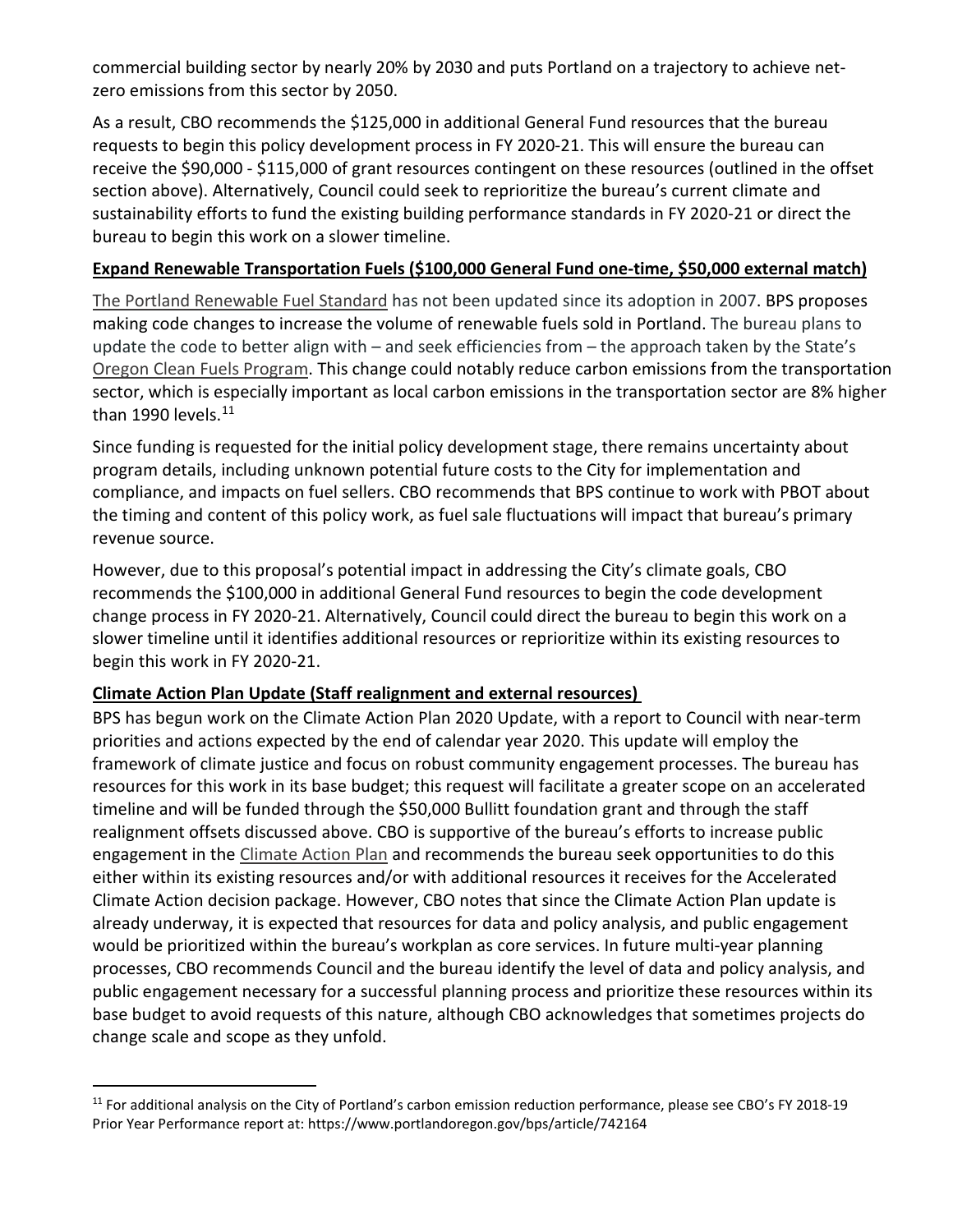commercial building sector by nearly 20% by 2030 and puts Portland on a trajectory to achieve net-zero emissions from this sector by 2050.

As a result, CBO recommends the $125,000 in additional General Fund resources that the bureau requests to begin this policy development process in FY 2020-21. This will ensure the bureau can receive the $90,000 - $115,000 of grant resources contingent on these resources (outlined in the offset section above). Alternatively, Council could seek to reprioritize the bureau's current climate and sustainability efforts to fund the existing building performance standards in FY 2020-21 or direct the bureau to begin this work on a slower timeline.

**Expand Renewable Transportation Fuels ($100,000 General Fund one-time, $50,000 external match)**

The Portland Renewable Fuel Standard has not been updated since its adoption in 2007. BPS proposes making code changes to increase the volume of renewable fuels sold in Portland. The bureau plans to update the code to better align with – and seek efficiencies from – the approach taken by the State's Oregon Clean Fuels Program. This change could notably reduce carbon emissions from the transportation sector, which is especially important as local carbon emissions in the transportation sector are 8% higher than 1990 levels.[11]

Since funding is requested for the initial policy development stage, there remains uncertainty about program details, including unknown potential future costs to the City for implementation and compliance, and impacts on fuel sellers. CBO recommends that BPS continue to work with PBOT about the timing and content of this policy work, as fuel sale fluctuations will impact that bureau's primary revenue source.

However, due to this proposal's potential impact in addressing the City's climate goals, CBO recommends the $100,000 in additional General Fund resources to begin the code development change process in FY 2020-21. Alternatively, Council could direct the bureau to begin this work on a slower timeline until it identifies additional resources or reprioritize within its existing resources to begin this work in FY 2020-21.

**Climate Action Plan Update (Staff realignment and external resources)**

BPS has begun work on the Climate Action Plan 2020 Update, with a report to Council with near-term priorities and actions expected by the end of calendar year 2020. This update will employ the framework of climate justice and focus on robust community engagement processes. The bureau has resources for this work in its base budget; this request will facilitate a greater scope on an accelerated timeline and will be funded through the $50,000 Bullitt foundation grant and through the staff realignment offsets discussed above. CBO is supportive of the bureau's efforts to increase public engagement in the Climate Action Plan and recommends the bureau seek opportunities to do this either within its existing resources and/or with additional resources it receives for the Accelerated Climate Action decision package. However, CBO notes that since the Climate Action Plan update is already underway, it is expected that resources for data and policy analysis, and public engagement would be prioritized within the bureau's workplan as core services. In future multi-year planning processes, CBO recommends Council and the bureau identify the level of data and policy analysis, and public engagement necessary for a successful planning process and prioritize these resources within its base budget to avoid requests of this nature, although CBO acknowledges that sometimes projects do change scale and scope as they unfold.

---

[11] For additional analysis on the City of Portland's carbon emission reduction performance, please see CBO's FY 2018-19 Prior Year Performance report at: https://www.portlandoregon.gov/bps/article/742164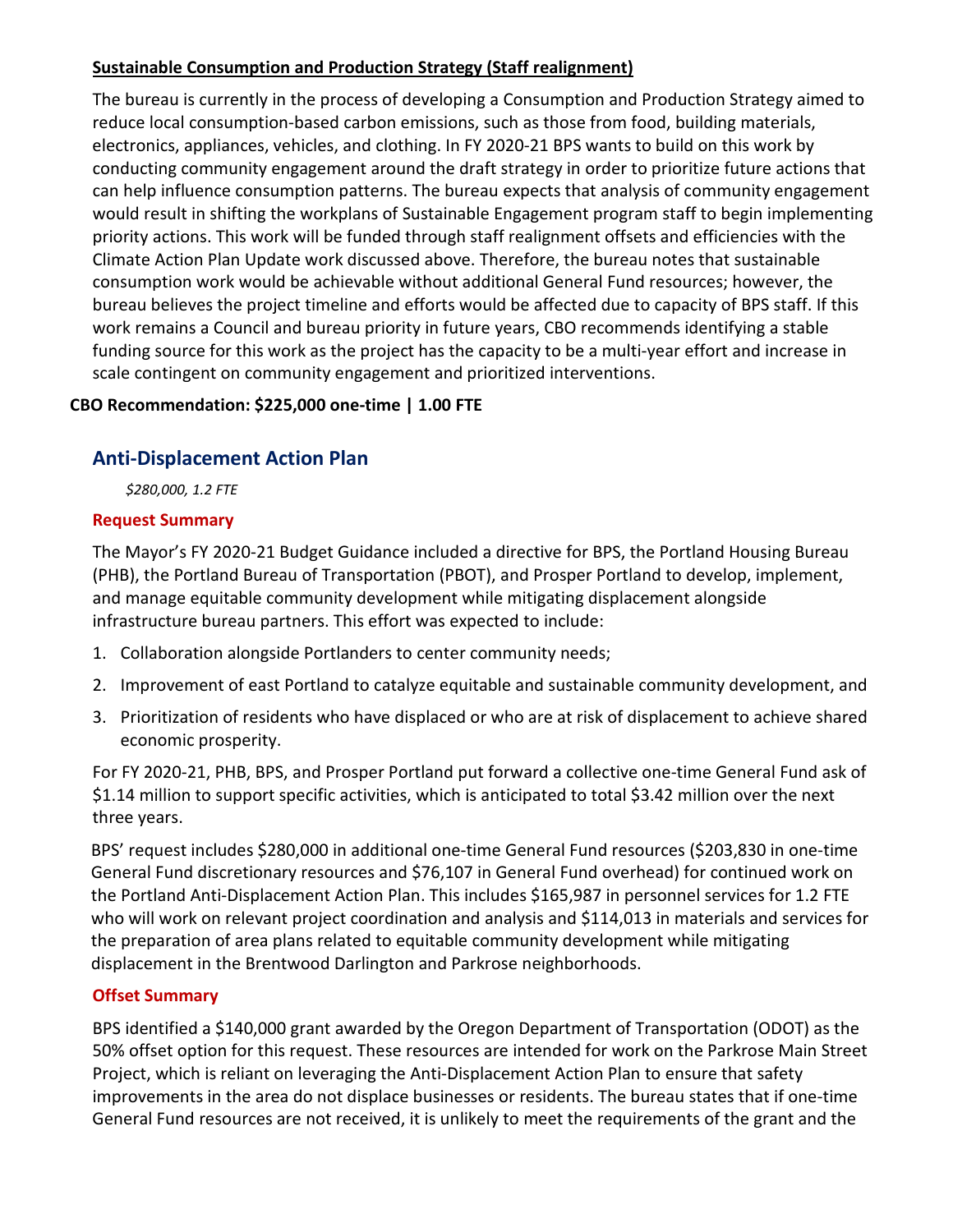**Sustainable Consumption and Production Strategy (Staff realignment)**

The bureau is currently in the process of developing a Consumption and Production Strategy aimed to reduce local consumption-based carbon emissions, such as those from food, building materials, electronics, appliances, vehicles, and clothing. In FY 2020-21 BPS wants to build on this work by conducting community engagement around the draft strategy in order to prioritize future actions that can help influence consumption patterns. The bureau expects that analysis of community engagement would result in shifting the workplans of Sustainable Engagement program staff to begin implementing priority actions. This work will be funded through staff realignment offsets and efficiencies with the Climate Action Plan Update work discussed above. Therefore, the bureau notes that sustainable consumption work would be achievable without additional General Fund resources; however, the bureau believes the project timeline and efforts would be affected due to capacity of BPS staff. If this work remains a Council and bureau priority in future years, CBO recommends identifying a stable funding source for this work as the project has the capacity to be a multi-year effort and increase in scale contingent on community engagement and prioritized interventions.

**CBO Recommendation: $225,000 one-time | 1.00 FTE**

## Anti-Displacement Action Plan

*$280,000, 1.2 FTE*

### Request Summary

The Mayor's FY 2020-21 Budget Guidance included a directive for BPS, the Portland Housing Bureau (PHB), the Portland Bureau of Transportation (PBOT), and Prosper Portland to develop, implement, and manage equitable community development while mitigating displacement alongside infrastructure bureau partners. This effort was expected to include:

1. Collaboration alongside Portlanders to center community needs;
2. Improvement of east Portland to catalyze equitable and sustainable community development, and
3. Prioritization of residents who have displaced or who are at risk of displacement to achieve shared economic prosperity.

For FY 2020-21, PHB, BPS, and Prosper Portland put forward a collective one-time General Fund ask of $1.14 million to support specific activities, which is anticipated to total $3.42 million over the next three years.

BPS' request includes $280,000 in additional one-time General Fund resources ($203,830 in one-time General Fund discretionary resources and $76,107 in General Fund overhead) for continued work on the Portland Anti-Displacement Action Plan. This includes $165,987 in personnel services for 1.2 FTE who will work on relevant project coordination and analysis and $114,013 in materials and services for the preparation of area plans related to equitable community development while mitigating displacement in the Brentwood Darlington and Parkrose neighborhoods.

### Offset Summary

BPS identified a $140,000 grant awarded by the Oregon Department of Transportation (ODOT) as the 50% offset option for this request. These resources are intended for work on the Parkrose Main Street Project, which is reliant on leveraging the Anti-Displacement Action Plan to ensure that safety improvements in the area do not displace businesses or residents. The bureau states that if one-time General Fund resources are not received, it is unlikely to meet the requirements of the grant and the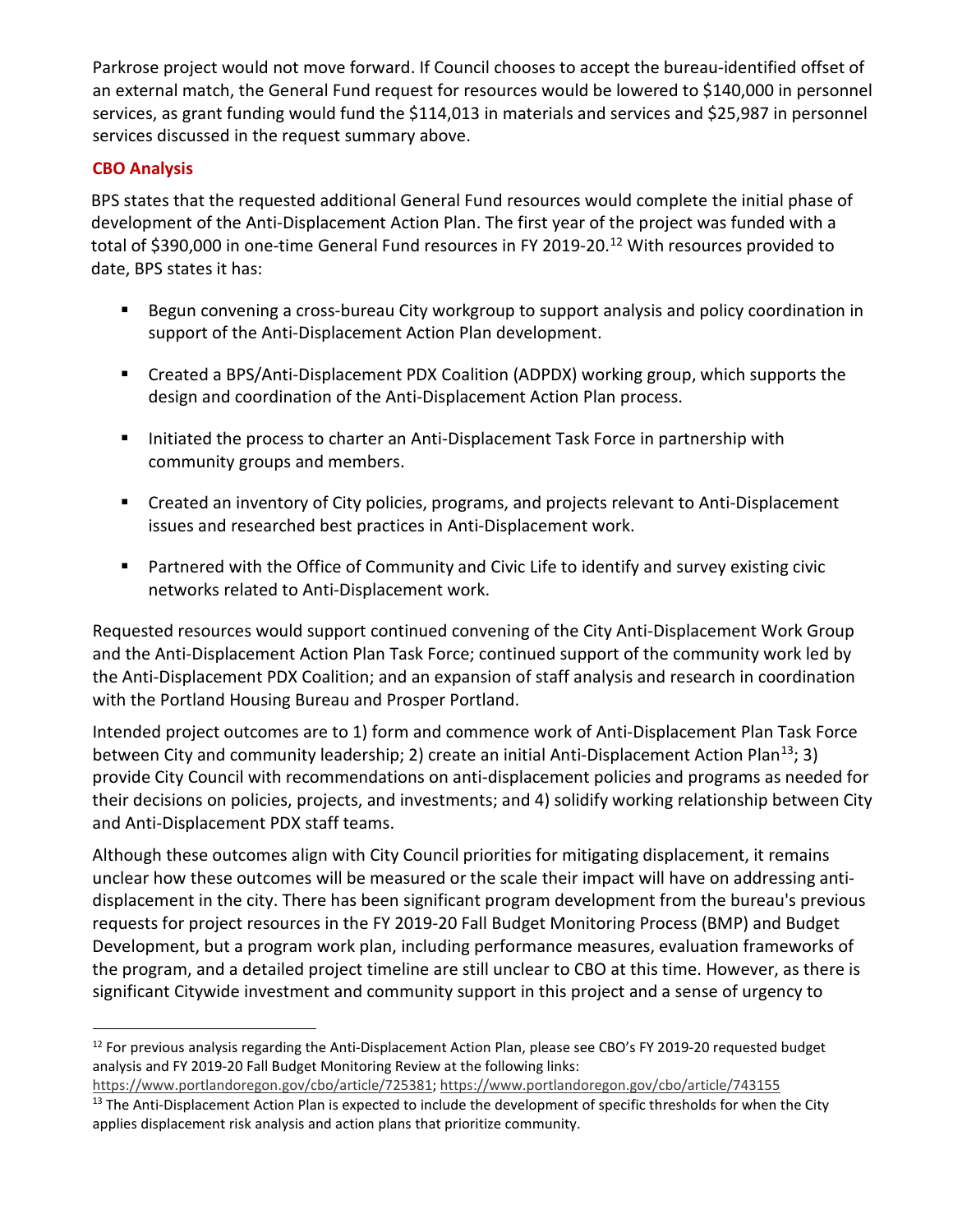Parkrose project would not move forward. If Council chooses to accept the bureau-identified offset of an external match, the General Fund request for resources would be lowered to $140,000 in personnel services, as grant funding would fund the $114,013 in materials and services and $25,987 in personnel services discussed in the request summary above.

### CBO Analysis

BPS states that the requested additional General Fund resources would complete the initial phase of development of the Anti-Displacement Action Plan. The first year of the project was funded with a total of $390,000 in one-time General Fund resources in FY 2019-20.[12] With resources provided to date, BPS states it has:

- Begun convening a cross-bureau City workgroup to support analysis and policy coordination in support of the Anti-Displacement Action Plan development.
- Created a BPS/Anti-Displacement PDX Coalition (ADPDX) working group, which supports the design and coordination of the Anti-Displacement Action Plan process.
- Initiated the process to charter an Anti-Displacement Task Force in partnership with community groups and members.
- Created an inventory of City policies, programs, and projects relevant to Anti-Displacement issues and researched best practices in Anti-Displacement work.
- Partnered with the Office of Community and Civic Life to identify and survey existing civic networks related to Anti-Displacement work.

Requested resources would support continued convening of the City Anti-Displacement Work Group and the Anti-Displacement Action Plan Task Force; continued support of the community work led by the Anti-Displacement PDX Coalition; and an expansion of staff analysis and research in coordination with the Portland Housing Bureau and Prosper Portland.

Intended project outcomes are to 1) form and commence work of Anti-Displacement Plan Task Force between City and community leadership; 2) create an initial Anti-Displacement Action Plan[13]; 3) provide City Council with recommendations on anti-displacement policies and programs as needed for their decisions on policies, projects, and investments; and 4) solidify working relationship between City and Anti-Displacement PDX staff teams.

Although these outcomes align with City Council priorities for mitigating displacement, it remains unclear how these outcomes will be measured or the scale their impact will have on addressing anti-displacement in the city. There has been significant program development from the bureau's previous requests for project resources in the FY 2019-20 Fall Budget Monitoring Process (BMP) and Budget Development, but a program work plan, including performance measures, evaluation frameworks of the program, and a detailed project timeline are still unclear to CBO at this time. However, as there is significant Citywide investment and community support in this project and a sense of urgency to

---

[12] For previous analysis regarding the Anti-Displacement Action Plan, please see CBO's FY 2019-20 requested budget analysis and FY 2019-20 Fall Budget Monitoring Review at the following links: https://www.portlandoregon.gov/cbo/article/725381; https://www.portlandoregon.gov/cbo/article/743155

[13] The Anti-Displacement Action Plan is expected to include the development of specific thresholds for when the City applies displacement risk analysis and action plans that prioritize community.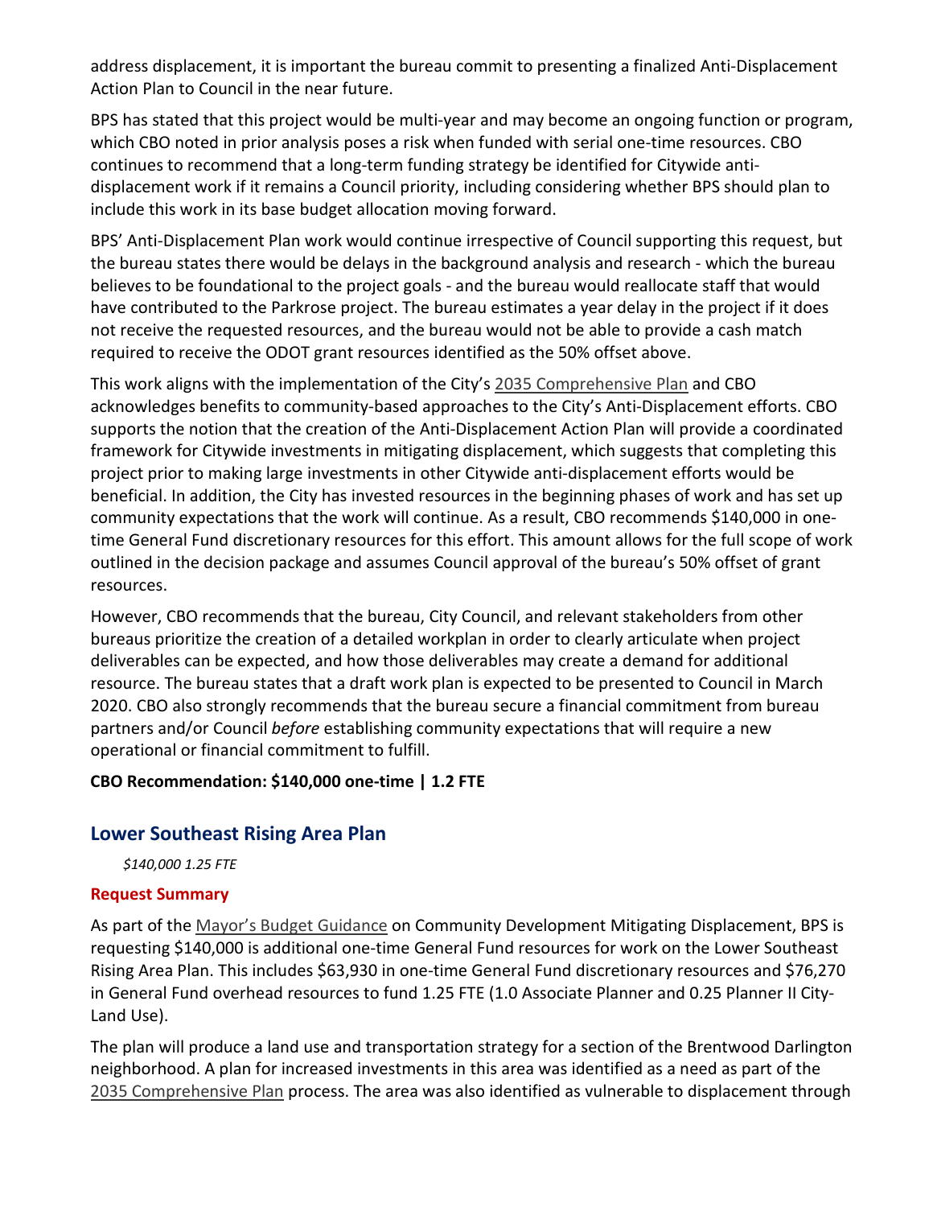address displacement, it is important the bureau commit to presenting a finalized Anti-Displacement Action Plan to Council in the near future.

BPS has stated that this project would be multi-year and may become an ongoing function or program, which CBO noted in prior analysis poses a risk when funded with serial one-time resources. CBO continues to recommend that a long-term funding strategy be identified for Citywide anti-displacement work if it remains a Council priority, including considering whether BPS should plan to include this work in its base budget allocation moving forward.

BPS' Anti-Displacement Plan work would continue irrespective of Council supporting this request, but the bureau states there would be delays in the background analysis and research - which the bureau believes to be foundational to the project goals - and the bureau would reallocate staff that would have contributed to the Parkrose project. The bureau estimates a year delay in the project if it does not receive the requested resources, and the bureau would not be able to provide a cash match required to receive the ODOT grant resources identified as the 50% offset above.

This work aligns with the implementation of the City's 2035 Comprehensive Plan and CBO acknowledges benefits to community-based approaches to the City's Anti-Displacement efforts. CBO supports the notion that the creation of the Anti-Displacement Action Plan will provide a coordinated framework for Citywide investments in mitigating displacement, which suggests that completing this project prior to making large investments in other Citywide anti-displacement efforts would be beneficial. In addition, the City has invested resources in the beginning phases of work and has set up community expectations that the work will continue. As a result, CBO recommends $140,000 in one-time General Fund discretionary resources for this effort. This amount allows for the full scope of work outlined in the decision package and assumes Council approval of the bureau's 50% offset of grant resources.

However, CBO recommends that the bureau, City Council, and relevant stakeholders from other bureaus prioritize the creation of a detailed workplan in order to clearly articulate when project deliverables can be expected, and how those deliverables may create a demand for additional resource. The bureau states that a draft work plan is expected to be presented to Council in March 2020. CBO also strongly recommends that the bureau secure a financial commitment from bureau partners and/or Council *before* establishing community expectations that will require a new operational or financial commitment to fulfill.

**CBO Recommendation: $140,000 one-time | 1.2 FTE**

## Lower Southeast Rising Area Plan

*$140,000 1.25 FTE*

### Request Summary

As part of the Mayor's Budget Guidance on Community Development Mitigating Displacement, BPS is requesting $140,000 is additional one-time General Fund resources for work on the Lower Southeast Rising Area Plan. This includes $63,930 in one-time General Fund discretionary resources and $76,270 in General Fund overhead resources to fund 1.25 FTE (1.0 Associate Planner and 0.25 Planner II City-Land Use).

The plan will produce a land use and transportation strategy for a section of the Brentwood Darlington neighborhood. A plan for increased investments in this area was identified as a need as part of the 2035 Comprehensive Plan process. The area was also identified as vulnerable to displacement through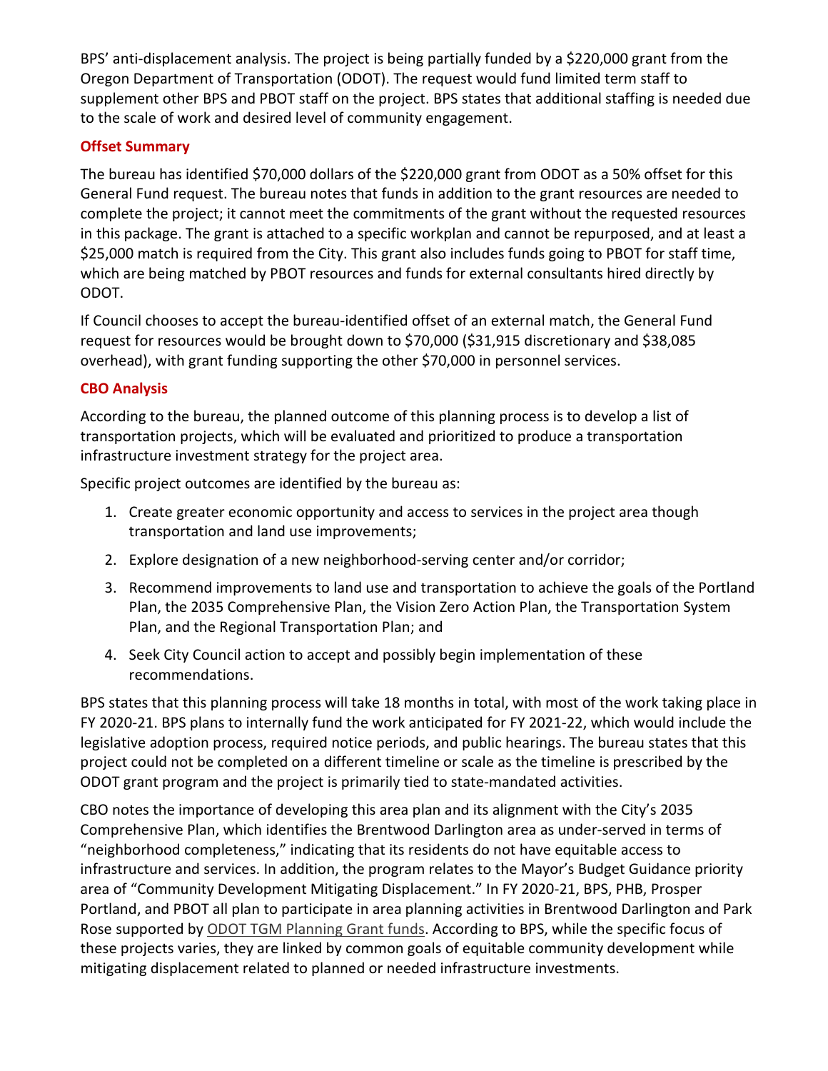BPS' anti-displacement analysis. The project is being partially funded by a $220,000 grant from the Oregon Department of Transportation (ODOT). The request would fund limited term staff to supplement other BPS and PBOT staff on the project. BPS states that additional staffing is needed due to the scale of work and desired level of community engagement.

### Offset Summary

The bureau has identified $70,000 dollars of the $220,000 grant from ODOT as a 50% offset for this General Fund request. The bureau notes that funds in addition to the grant resources are needed to complete the project; it cannot meet the commitments of the grant without the requested resources in this package. The grant is attached to a specific workplan and cannot be repurposed, and at least a $25,000 match is required from the City. This grant also includes funds going to PBOT for staff time, which are being matched by PBOT resources and funds for external consultants hired directly by ODOT.

If Council chooses to accept the bureau-identified offset of an external match, the General Fund request for resources would be brought down to $70,000 ($31,915 discretionary and $38,085 overhead), with grant funding supporting the other $70,000 in personnel services.

### CBO Analysis

According to the bureau, the planned outcome of this planning process is to develop a list of transportation projects, which will be evaluated and prioritized to produce a transportation infrastructure investment strategy for the project area.

Specific project outcomes are identified by the bureau as:

1. Create greater economic opportunity and access to services in the project area though transportation and land use improvements;
2. Explore designation of a new neighborhood-serving center and/or corridor;
3. Recommend improvements to land use and transportation to achieve the goals of the Portland Plan, the 2035 Comprehensive Plan, the Vision Zero Action Plan, the Transportation System Plan, and the Regional Transportation Plan; and
4. Seek City Council action to accept and possibly begin implementation of these recommendations.

BPS states that this planning process will take 18 months in total, with most of the work taking place in FY 2020-21. BPS plans to internally fund the work anticipated for FY 2021-22, which would include the legislative adoption process, required notice periods, and public hearings. The bureau states that this project could not be completed on a different timeline or scale as the timeline is prescribed by the ODOT grant program and the project is primarily tied to state-mandated activities.

CBO notes the importance of developing this area plan and its alignment with the City's 2035 Comprehensive Plan, which identifies the Brentwood Darlington area as under-served in terms of "neighborhood completeness," indicating that its residents do not have equitable access to infrastructure and services. In addition, the program relates to the Mayor's Budget Guidance priority area of "Community Development Mitigating Displacement." In FY 2020-21, BPS, PHB, Prosper Portland, and PBOT all plan to participate in area planning activities in Brentwood Darlington and Park Rose supported by ODOT TGM Planning Grant funds. According to BPS, while the specific focus of these projects varies, they are linked by common goals of equitable community development while mitigating displacement related to planned or needed infrastructure investments.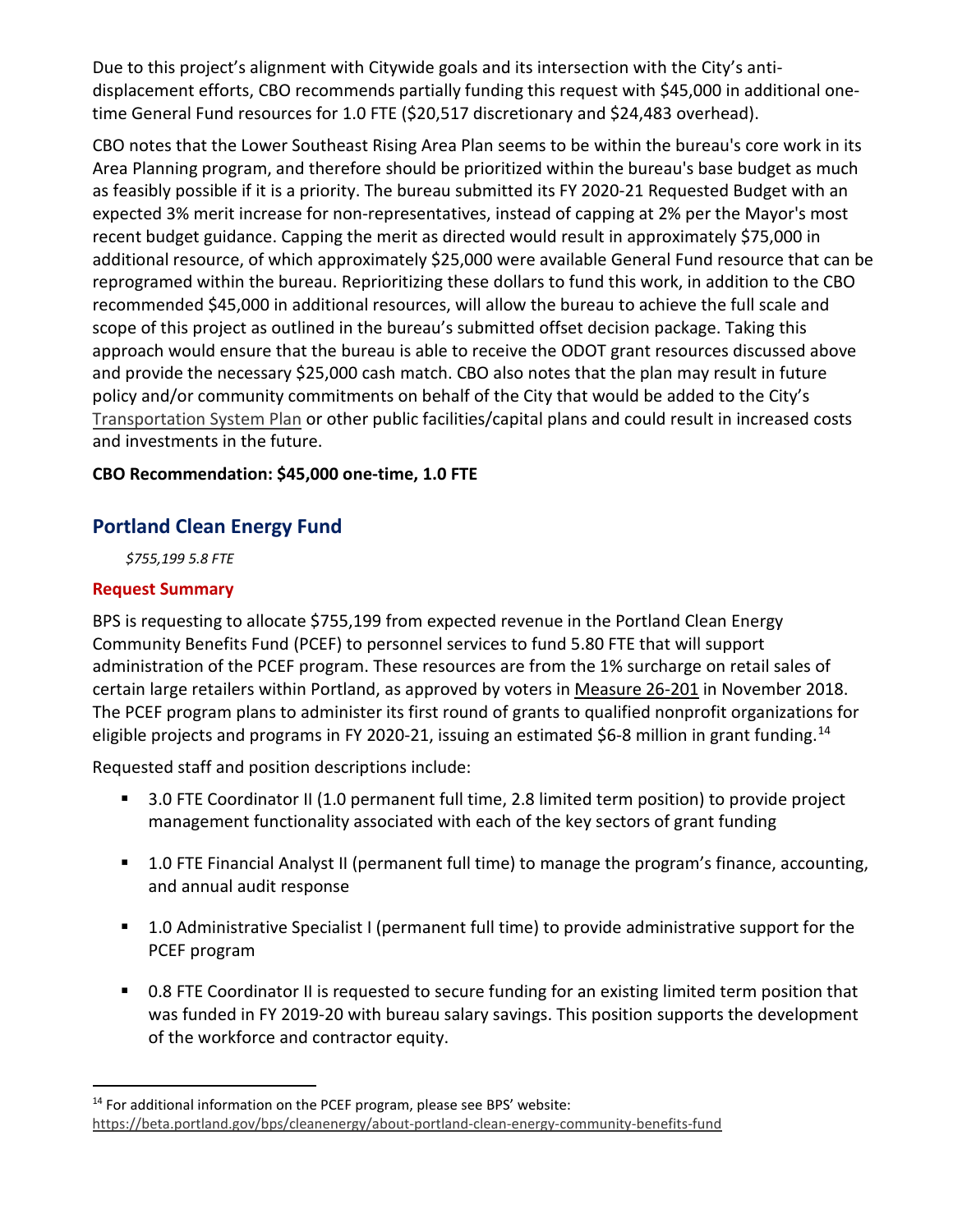Due to this project's alignment with Citywide goals and its intersection with the City's anti-displacement efforts, CBO recommends partially funding this request with $45,000 in additional one-time General Fund resources for 1.0 FTE ($20,517 discretionary and $24,483 overhead).

CBO notes that the Lower Southeast Rising Area Plan seems to be within the bureau's core work in its Area Planning program, and therefore should be prioritized within the bureau's base budget as much as feasibly possible if it is a priority. The bureau submitted its FY 2020-21 Requested Budget with an expected 3% merit increase for non-representatives, instead of capping at 2% per the Mayor's most recent budget guidance. Capping the merit as directed would result in approximately $75,000 in additional resource, of which approximately $25,000 were available General Fund resource that can be reprogramed within the bureau. Reprioritizing these dollars to fund this work, in addition to the CBO recommended $45,000 in additional resources, will allow the bureau to achieve the full scale and scope of this project as outlined in the bureau's submitted offset decision package. Taking this approach would ensure that the bureau is able to receive the ODOT grant resources discussed above and provide the necessary $25,000 cash match. CBO also notes that the plan may result in future policy and/or community commitments on behalf of the City that would be added to the City's Transportation System Plan or other public facilities/capital plans and could result in increased costs and investments in the future.

**CBO Recommendation: $45,000 one-time, 1.0 FTE**

## Portland Clean Energy Fund

*$755,199 5.8 FTE*

### Request Summary

BPS is requesting to allocate $755,199 from expected revenue in the Portland Clean Energy Community Benefits Fund (PCEF) to personnel services to fund 5.80 FTE that will support administration of the PCEF program. These resources are from the 1% surcharge on retail sales of certain large retailers within Portland, as approved by voters in Measure 26-201 in November 2018. The PCEF program plans to administer its first round of grants to qualified nonprofit organizations for eligible projects and programs in FY 2020-21, issuing an estimated $6-8 million in grant funding.[14]

Requested staff and position descriptions include:

- 3.0 FTE Coordinator II (1.0 permanent full time, 2.8 limited term position) to provide project management functionality associated with each of the key sectors of grant funding
- 1.0 FTE Financial Analyst II (permanent full time) to manage the program's finance, accounting, and annual audit response
- 1.0 Administrative Specialist I (permanent full time) to provide administrative support for the PCEF program
- 0.8 FTE Coordinator II is requested to secure funding for an existing limited term position that was funded in FY 2019-20 with bureau salary savings. This position supports the development of the workforce and contractor equity.

[14] For additional information on the PCEF program, please see BPS' website: https://beta.portland.gov/bps/cleanenergy/about-portland-clean-energy-community-benefits-fund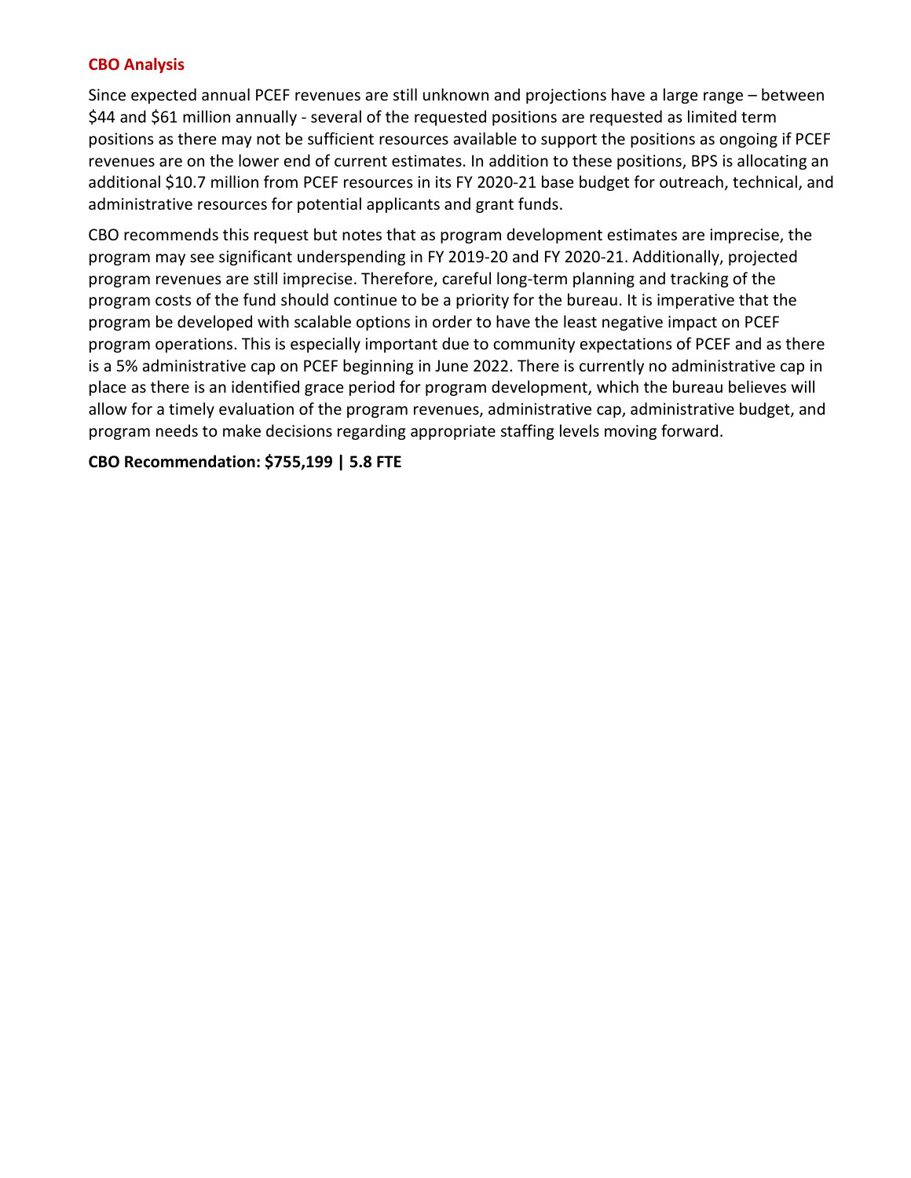### CBO Analysis

Since expected annual PCEF revenues are still unknown and projections have a large range – between $44 and $61 million annually - several of the requested positions are requested as limited term positions as there may not be sufficient resources available to support the positions as ongoing if PCEF revenues are on the lower end of current estimates. In addition to these positions, BPS is allocating an additional $10.7 million from PCEF resources in its FY 2020-21 base budget for outreach, technical, and administrative resources for potential applicants and grant funds.

CBO recommends this request but notes that as program development estimates are imprecise, the program may see significant underspending in FY 2019-20 and FY 2020-21. Additionally, projected program revenues are still imprecise. Therefore, careful long-term planning and tracking of the program costs of the fund should continue to be a priority for the bureau. It is imperative that the program be developed with scalable options in order to have the least negative impact on PCEF program operations. This is especially important due to community expectations of PCEF and as there is a 5% administrative cap on PCEF beginning in June 2022. There is currently no administrative cap in place as there is an identified grace period for program development, which the bureau believes will allow for a timely evaluation of the program revenues, administrative cap, administrative budget, and program needs to make decisions regarding appropriate staffing levels moving forward.

**CBO Recommendation: $755,199 | 5.8 FTE**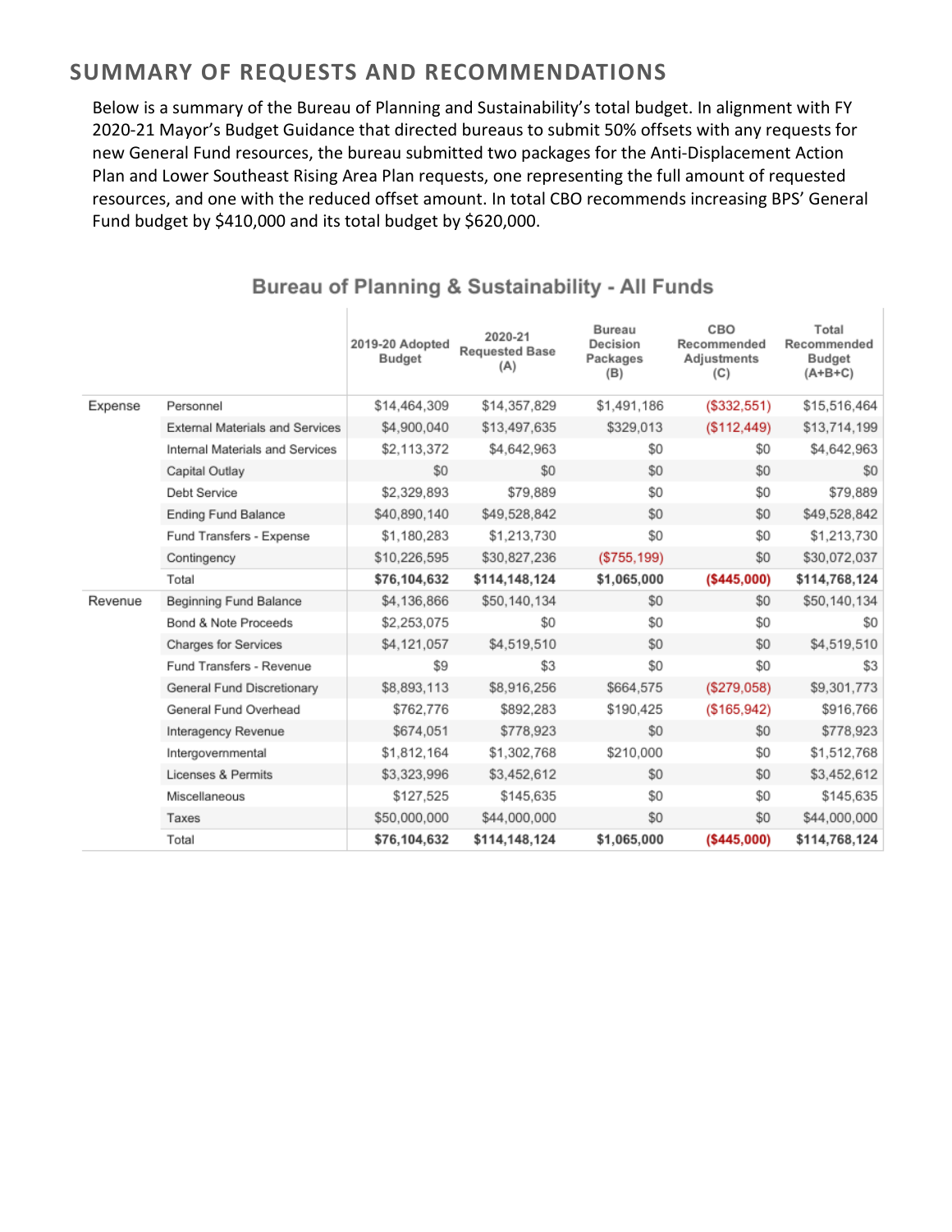## SUMMARY OF REQUESTS AND RECOMMENDATIONS

Below is a summary of the Bureau of Planning and Sustainability's total budget. In alignment with FY 2020-21 Mayor's Budget Guidance that directed bureaus to submit 50% offsets with any requests for new General Fund resources, the bureau submitted two packages for the Anti-Displacement Action Plan and Lower Southeast Rising Area Plan requests, one representing the full amount of requested resources, and one with the reduced offset amount. In total CBO recommends increasing BPS' General Fund budget by $410,000 and its total budget by $620,000.

**Bureau of Planning & Sustainability - All Funds**

| | | 2019-20 Adopted Budget | 2020-21 Requested Base (A) | Bureau Decision Packages (B) | CBO Recommended Adjustments (C) | Total Recommended Budget (A+B+C) |
|---|---|---|---|---|---|---|
| Expense | Personnel | $14,464,309 | $14,357,829 | $1,491,186 | ($332,551) | $15,516,464 |
| | External Materials and Services | $4,900,040 | $13,497,635 | $329,013 | ($112,449) | $13,714,199 |
| | Internal Materials and Services | $2,113,372 | $4,642,963 | $0 | $0 | $4,642,963 |
| | Capital Outlay | $0 | $0 | $0 | $0 | $0 |
| | Debt Service | $2,329,893 | $79,889 | $0 | $0 | $79,889 |
| | Ending Fund Balance | $40,890,140 | $49,528,842 | $0 | $0 | $49,528,842 |
| | Fund Transfers - Expense | $1,180,283 | $1,213,730 | $0 | $0 | $1,213,730 |
| | Contingency | $10,226,595 | $30,827,236 | ($755,199) | $0 | $30,072,037 |
| | Total | **$76,104,632** | **$114,148,124** | **$1,065,000** | **($445,000)** | **$114,768,124** |
| Revenue | Beginning Fund Balance | $4,136,866 | $50,140,134 | $0 | $0 | $50,140,134 |
| | Bond & Note Proceeds | $2,253,075 | $0 | $0 | $0 | $0 |
| | Charges for Services | $4,121,057 | $4,519,510 | $0 | $0 | $4,519,510 |
| | Fund Transfers - Revenue | $9 | $3 | $0 | $0 | $3 |
| | General Fund Discretionary | $8,893,113 | $8,916,256 | $664,575 | ($279,058) | $9,301,773 |
| | General Fund Overhead | $762,776 | $892,283 | $190,425 | ($165,942) | $916,766 |
| | Interagency Revenue | $674,051 | $778,923 | $0 | $0 | $778,923 |
| | Intergovernmental | $1,812,164 | $1,302,768 | $210,000 | $0 | $1,512,768 |
| | Licenses & Permits | $3,323,996 | $3,452,612 | $0 | $0 | $3,452,612 |
| | Miscellaneous | $127,525 | $145,635 | $0 | $0 | $145,635 |
| | Taxes | $50,000,000 | $44,000,000 | $0 | $0 | $44,000,000 |
| | Total | **$76,104,632** | **$114,148,124** | **$1,065,000** | **($445,000)** | **$114,768,124** |